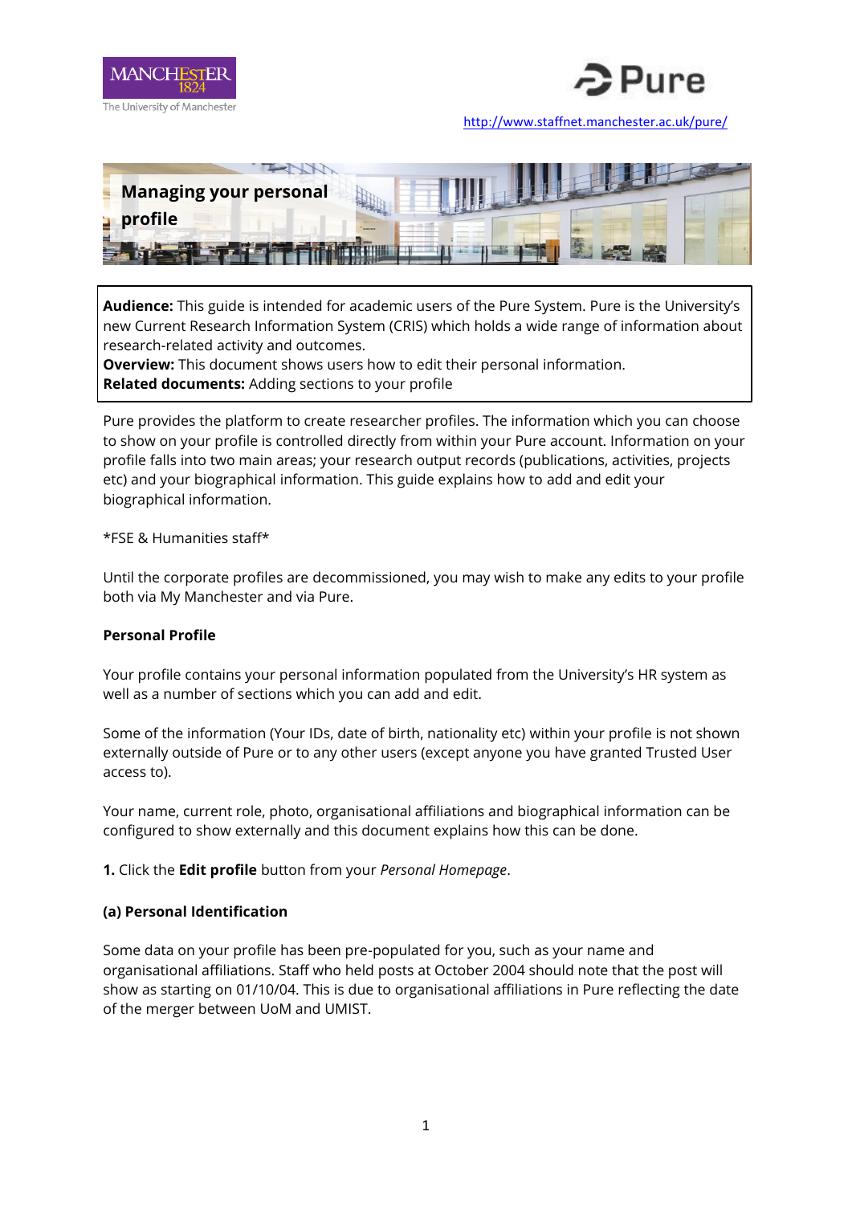http://www.staffnet.manchester.ac.uk/pure/

# Managing your personal profile

**Audience:** This guide is intended for academic users of the Pure System. Pure is the University's new Current Research Information System (CRIS) which holds a wide range of information about research-related activity and outcomes.
**Overview:** This document shows users how to edit their personal information.
**Related documents:** Adding sections to your profile

Pure provides the platform to create researcher profiles. The information which you can choose to show on your profile is controlled directly from within your Pure account. Information on your profile falls into two main areas; your research output records (publications, activities, projects etc) and your biographical information. This guide explains how to add and edit your biographical information.

*FSE & Humanities staff*

Until the corporate profiles are decommissioned, you may wish to make any edits to your profile both via My Manchester and via Pure.

**Personal Profile**

Your profile contains your personal information populated from the University's HR system as well as a number of sections which you can add and edit.

Some of the information (Your IDs, date of birth, nationality etc) within your profile is not shown externally outside of Pure or to any other users (except anyone you have granted Trusted User access to).

Your name, current role, photo, organisational affiliations and biographical information can be configured to show externally and this document explains how this can be done.

**1.** Click the **Edit profile** button from your *Personal Homepage*.

**(a) Personal Identification**

Some data on your profile has been pre-populated for you, such as your name and organisational affiliations. Staff who held posts at October 2004 should note that the post will show as starting on 01/10/04. This is due to organisational affiliations in Pure reflecting the date of the merger between UoM and UMIST.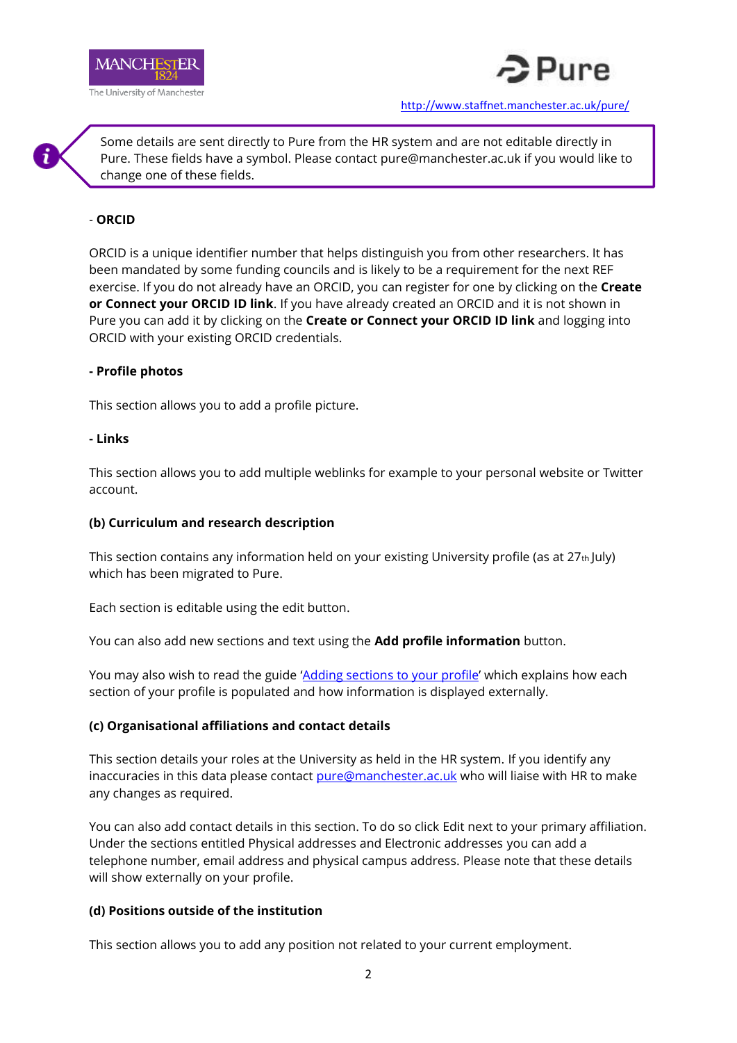http://www.staffnet.manchester.ac.uk/pure/

> Some details are sent directly to Pure from the HR system and are not editable directly in Pure. These fields have a symbol. Please contact pure@manchester.ac.uk if you would like to change one of these fields.

- **ORCID**

ORCID is a unique identifier number that helps distinguish you from other researchers. It has been mandated by some funding councils and is likely to be a requirement for the next REF exercise. If you do not already have an ORCID, you can register for one by clicking on the **Create or Connect your ORCID ID link**. If you have already created an ORCID and it is not shown in Pure you can add it by clicking on the **Create or Connect your ORCID ID link** and logging into ORCID with your existing ORCID credentials.

**- Profile photos**

This section allows you to add a profile picture.

**- Links**

This section allows you to add multiple weblinks for example to your personal website or Twitter account.

**(b) Curriculum and research description**

This section contains any information held on your existing University profile (as at 27th July) which has been migrated to Pure.

Each section is editable using the edit button.

You can also add new sections and text using the **Add profile information** button.

You may also wish to read the guide 'Adding sections to your profile' which explains how each section of your profile is populated and how information is displayed externally.

**(c) Organisational affiliations and contact details**

This section details your roles at the University as held in the HR system. If you identify any inaccuracies in this data please contact pure@manchester.ac.uk who will liaise with HR to make any changes as required.

You can also add contact details in this section. To do so click Edit next to your primary affiliation. Under the sections entitled Physical addresses and Electronic addresses you can add a telephone number, email address and physical campus address. Please note that these details will show externally on your profile.

**(d) Positions outside of the institution**

This section allows you to add any position not related to your current employment.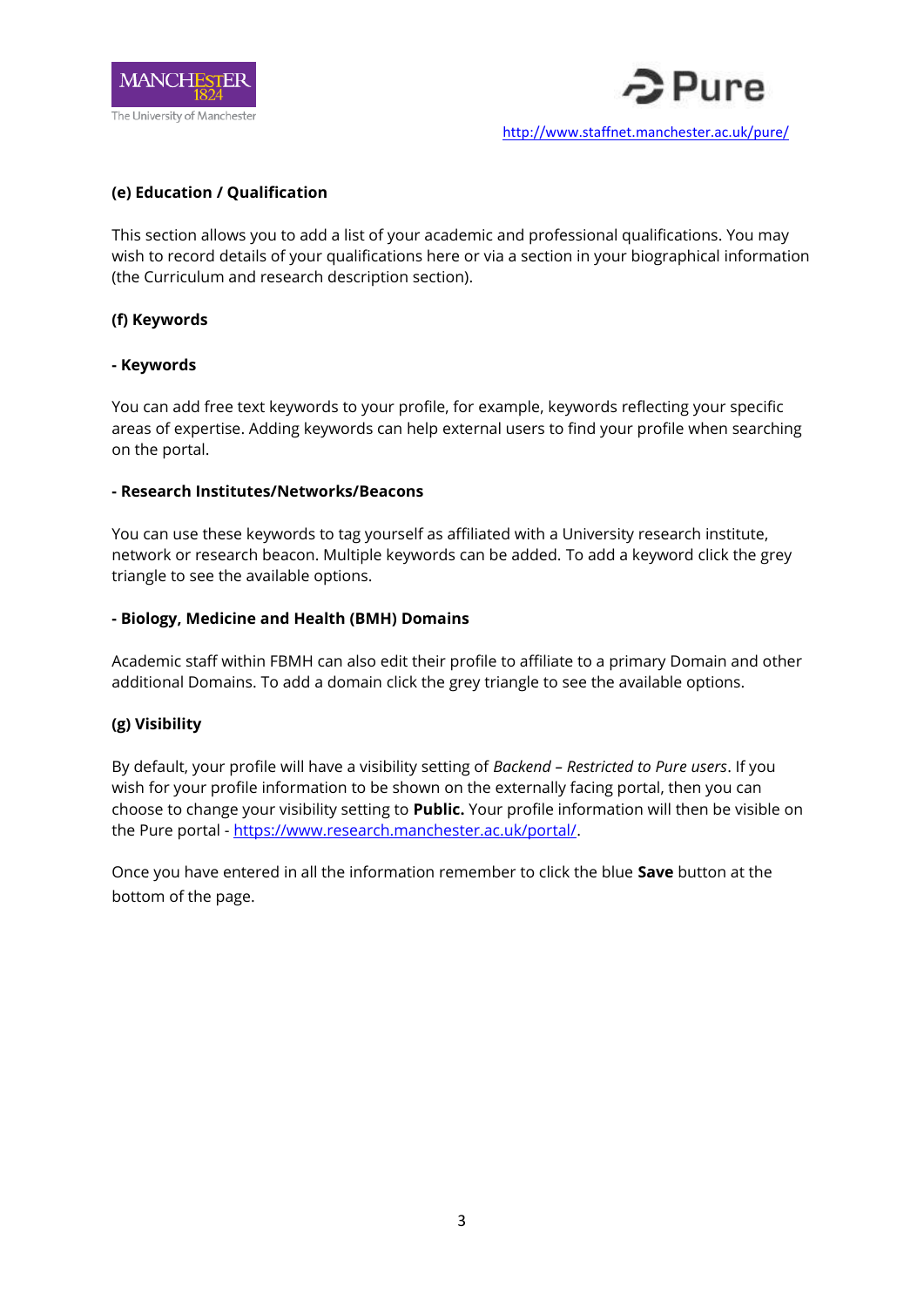### (e) Education / Qualification

This section allows you to add a list of your academic and professional qualifications. You may wish to record details of your qualifications here or via a section in your biographical information (the Curriculum and research description section).

### (f) Keywords

#### - Keywords

You can add free text keywords to your profile, for example, keywords reflecting your specific areas of expertise. Adding keywords can help external users to find your profile when searching on the portal.

#### - Research Institutes/Networks/Beacons

You can use these keywords to tag yourself as affiliated with a University research institute, network or research beacon. Multiple keywords can be added. To add a keyword click the grey triangle to see the available options.

#### - Biology, Medicine and Health (BMH) Domains

Academic staff within FBMH can also edit their profile to affiliate to a primary Domain and other additional Domains. To add a domain click the grey triangle to see the available options.

### (g) Visibility

By default, your profile will have a visibility setting of *Backend – Restricted to Pure users*. If you wish for your profile information to be shown on the externally facing portal, then you can choose to change your visibility setting to **Public.** Your profile information will then be visible on the Pure portal - https://www.research.manchester.ac.uk/portal/.

Once you have entered in all the information remember to click the blue **Save** button at the bottom of the page.